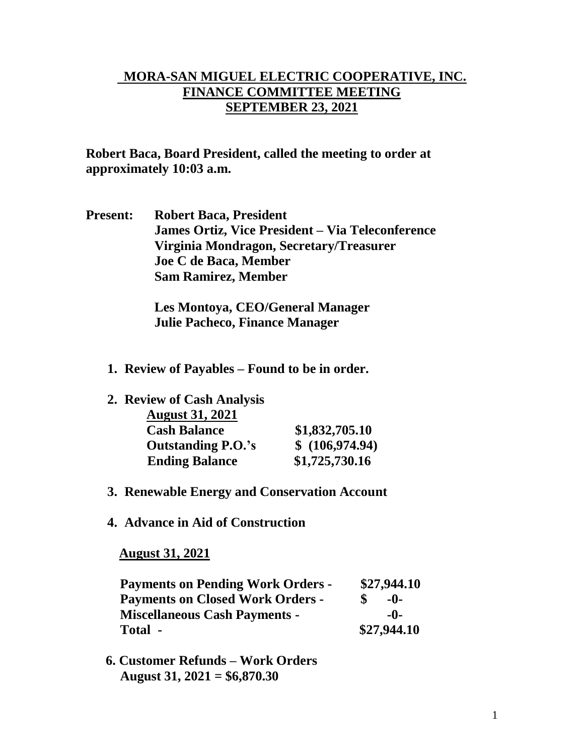# MORA-SAN MIGUEL ELECTRIC COOPERATIVE, INC.
## FINANCE COMMITTEE MEETING
## SEPTEMBER 23, 2021

**Robert Baca, Board President, called the meeting to order at approximately 10:03 a.m.**

**Present:** **Robert Baca, President**
**James Ortiz, Vice President – Via Teleconference**
**Virginia Mondragon, Secretary/Treasurer**
**Joe C de Baca, Member**
**Sam Ramirez, Member**

**Les Montoya, CEO/General Manager**
**Julie Pacheco, Finance Manager**

1. **Review of Payables – Found to be in order.**

2. **Review of Cash Analysis**

   **August 31, 2021**

| | |
|---|---|
| **Cash Balance** | **$1,832,705.10** |
| **Outstanding P.O.'s** | **$ (106,974.94)** |
| **Ending Balance** | **$1,725,730.16** |

3. **Renewable Energy and Conservation Account**

4. **Advance in Aid of Construction**

   **August 31, 2021**

| | |
|---|---|
| **Payments on Pending Work Orders -** | **$27,944.10** |
| **Payments on Closed Work Orders -** | **$ -0-** |
| **Miscellaneous Cash Payments -** | **-0-** |
| **Total -** | **$27,944.10** |

6. **Customer Refunds – Work Orders**
   **August 31, 2021 = $6,870.30**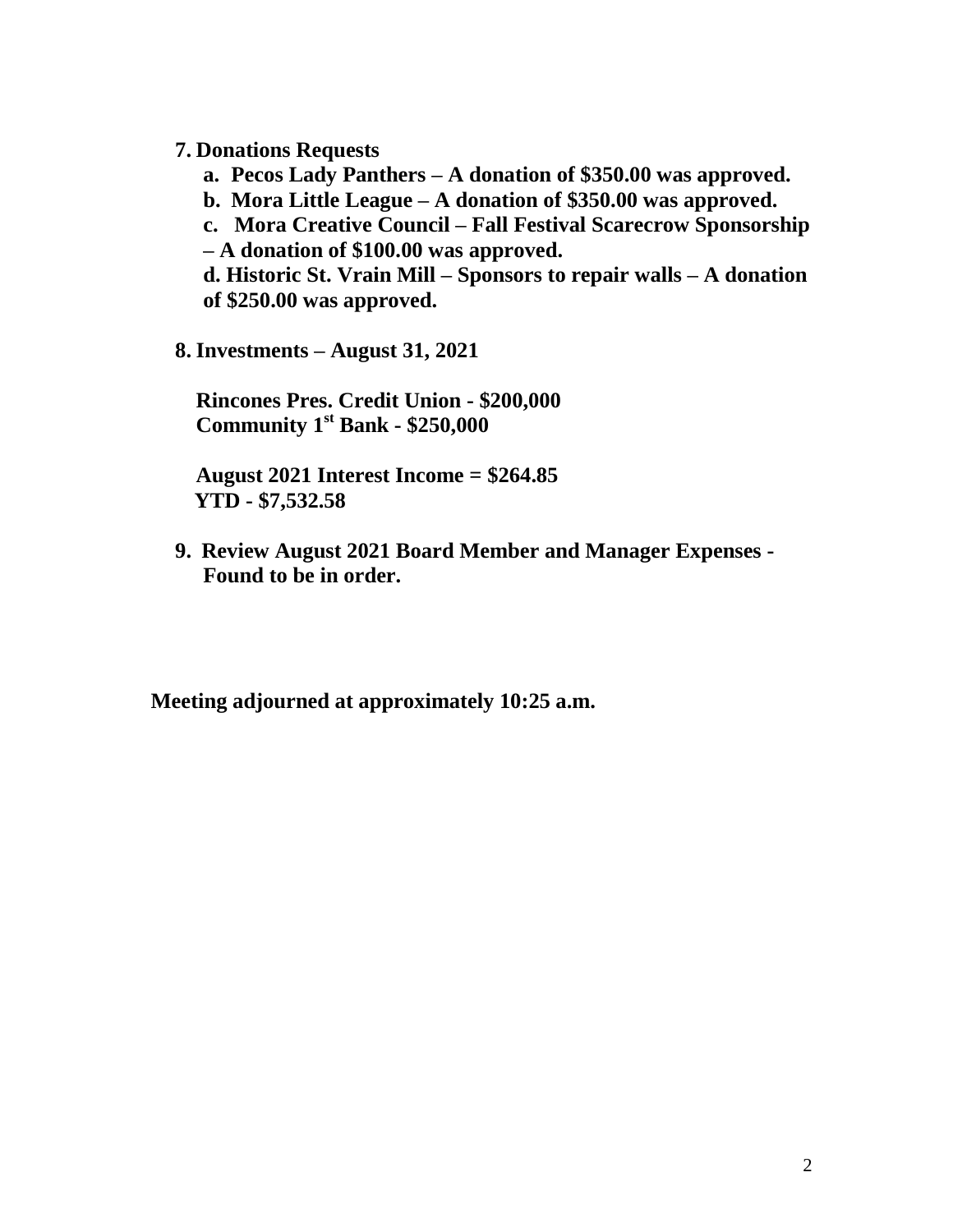7. **Donations Requests**
   a. **Pecos Lady Panthers – A donation of $350.00 was approved.**
   b. **Mora Little League – A donation of $350.00 was approved.**
   c. **Mora Creative Council – Fall Festival Scarecrow Sponsorship – A donation of $100.00 was approved.**
   d. **Historic St. Vrain Mill – Sponsors to repair walls – A donation of $250.00 was approved.**

8. **Investments – August 31, 2021**

   **Rincones Pres. Credit Union - $200,000**
   **Community 1st Bank - $250,000**

   **August 2021 Interest Income = $264.85**
   **YTD - $7,532.58**

9. **Review August 2021 Board Member and Manager Expenses - Found to be in order.**

**Meeting adjourned at approximately 10:25 a.m.**